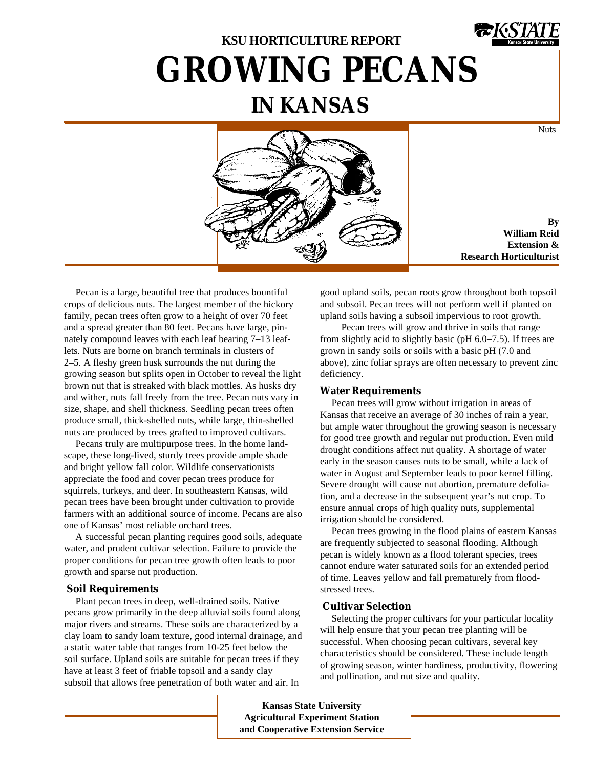KSU HORTICULTURE REPORT

# GROWING PECANS IN KANSAS

Nuts

**By**
**William Reid**
**Extension & Research Horticulturist**

Pecan is a large, beautiful tree that produces bountiful crops of delicious nuts. The largest member of the hickory family, pecan trees often grow to a height of over 70 feet and a spread greater than 80 feet. Pecans have large, pinnately compound leaves with each leaf bearing 7–13 leaflets. Nuts are borne on branch terminals in clusters of 2–5. A fleshy green husk surrounds the nut during the growing season but splits open in October to reveal the light brown nut that is streaked with black mottles. As husks dry and wither, nuts fall freely from the tree. Pecan nuts vary in size, shape, and shell thickness. Seedling pecan trees often produce small, thick-shelled nuts, while large, thin-shelled nuts are produced by trees grafted to improved cultivars.

Pecans truly are multipurpose trees. In the home landscape, these long-lived, sturdy trees provide ample shade and bright yellow fall color. Wildlife conservationists appreciate the food and cover pecan trees produce for squirrels, turkeys, and deer. In southeastern Kansas, wild pecan trees have been brought under cultivation to provide farmers with an additional source of income. Pecans are also one of Kansas' most reliable orchard trees.

A successful pecan planting requires good soils, adequate water, and prudent cultivar selection. Failure to provide the proper conditions for pecan tree growth often leads to poor growth and sparse nut production.

## Soil Requirements

Plant pecan trees in deep, well-drained soils. Native pecans grow primarily in the deep alluvial soils found along major rivers and streams. These soils are characterized by a clay loam to sandy loam texture, good internal drainage, and a static water table that ranges from 10-25 feet below the soil surface. Upland soils are suitable for pecan trees if they have at least 3 feet of friable topsoil and a sandy clay subsoil that allows free penetration of both water and air. In good upland soils, pecan roots grow throughout both topsoil and subsoil. Pecan trees will not perform well if planted on upland soils having a subsoil impervious to root growth.

Pecan trees will grow and thrive in soils that range from slightly acid to slightly basic (pH 6.0–7.5). If trees are grown in sandy soils or soils with a basic pH (7.0 and above), zinc foliar sprays are often necessary to prevent zinc deficiency.

## Water Requirements

Pecan trees will grow without irrigation in areas of Kansas that receive an average of 30 inches of rain a year, but ample water throughout the growing season is necessary for good tree growth and regular nut production. Even mild drought conditions affect nut quality. A shortage of water early in the season causes nuts to be small, while a lack of water in August and September leads to poor kernel filling. Severe drought will cause nut abortion, premature defoliation, and a decrease in the subsequent year's nut crop. To ensure annual crops of high quality nuts, supplemental irrigation should be considered.

Pecan trees growing in the flood plains of eastern Kansas are frequently subjected to seasonal flooding. Although pecan is widely known as a flood tolerant species, trees cannot endure water saturated soils for an extended period of time. Leaves yellow and fall prematurely from flood-stressed trees.

## Cultivar Selection

Selecting the proper cultivars for your particular locality will help ensure that your pecan tree planting will be successful. When choosing pecan cultivars, several key characteristics should be considered. These include length of growing season, winter hardiness, productivity, flowering and pollination, and nut size and quality.

**Kansas State University**
**Agricultural Experiment Station**
**and Cooperative Extension Service**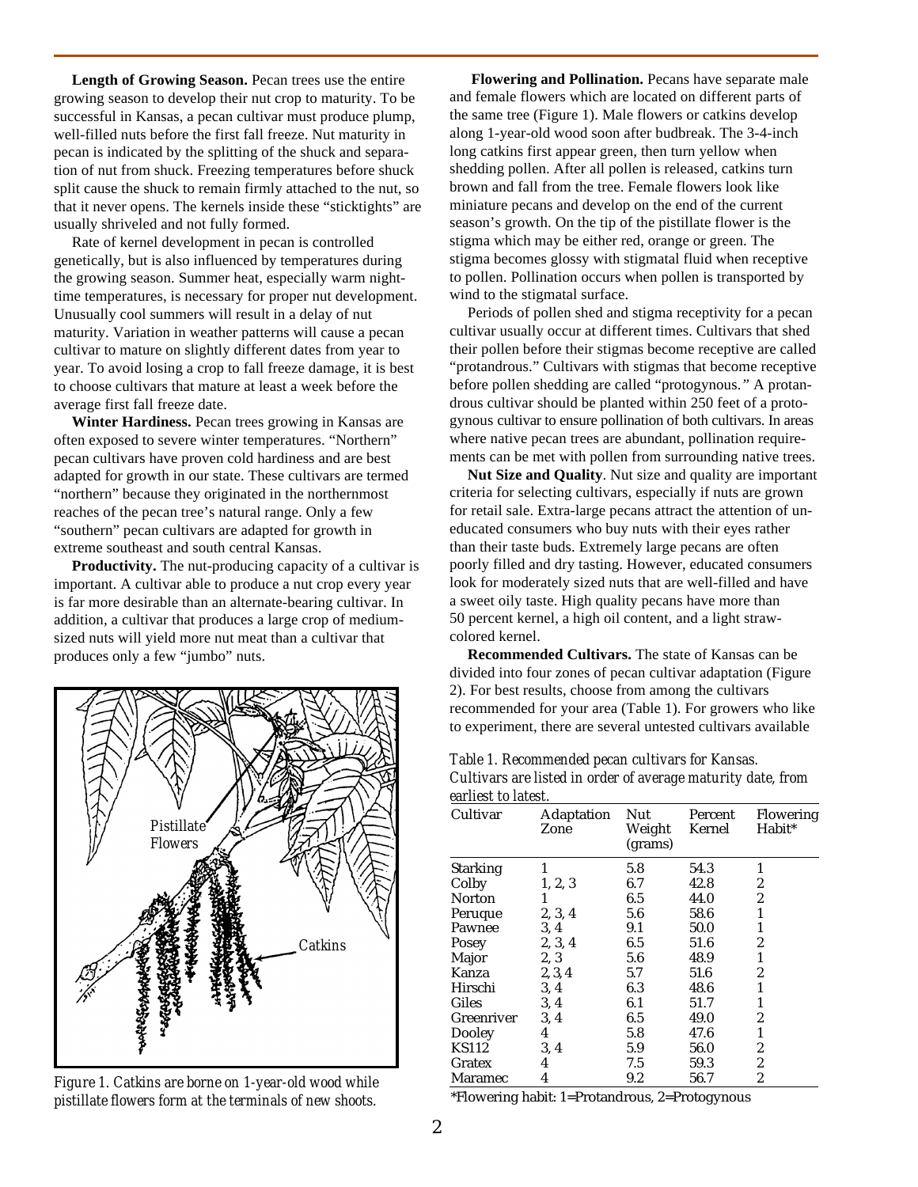**Length of Growing Season.** Pecan trees use the entire growing season to develop their nut crop to maturity. To be successful in Kansas, a pecan cultivar must produce plump, well-filled nuts before the first fall freeze. Nut maturity in pecan is indicated by the splitting of the shuck and separation of nut from shuck. Freezing temperatures before shuck split cause the shuck to remain firmly attached to the nut, so that it never opens. The kernels inside these "sticktights" are usually shriveled and not fully formed.

Rate of kernel development in pecan is controlled genetically, but is also influenced by temperatures during the growing season. Summer heat, especially warm nighttime temperatures, is necessary for proper nut development. Unusually cool summers will result in a delay of nut maturity. Variation in weather patterns will cause a pecan cultivar to mature on slightly different dates from year to year. To avoid losing a crop to fall freeze damage, it is best to choose cultivars that mature at least a week before the average first fall freeze date.

**Winter Hardiness.** Pecan trees growing in Kansas are often exposed to severe winter temperatures. "Northern" pecan cultivars have proven cold hardiness and are best adapted for growth in our state. These cultivars are termed "northern" because they originated in the northernmost reaches of the pecan tree's natural range. Only a few "southern" pecan cultivars are adapted for growth in extreme southeast and south central Kansas.

**Productivity.** The nut-producing capacity of a cultivar is important. A cultivar able to produce a nut crop every year is far more desirable than an alternate-bearing cultivar. In addition, a cultivar that produces a large crop of medium-sized nuts will yield more nut meat than a cultivar that produces only a few "jumbo" nuts.

*Figure 1. Catkins are borne on 1-year-old wood while pistillate flowers form at the terminals of new shoots.*

**Flowering and Pollination.** Pecans have separate male and female flowers which are located on different parts of the same tree (Figure 1). Male flowers or catkins develop along 1-year-old wood soon after budbreak. The 3-4-inch long catkins first appear green, then turn yellow when shedding pollen. After all pollen is released, catkins turn brown and fall from the tree. Female flowers look like miniature pecans and develop on the end of the current season's growth. On the tip of the pistillate flower is the stigma which may be either red, orange or green. The stigma becomes glossy with stigmatal fluid when receptive to pollen. Pollination occurs when pollen is transported by wind to the stigmatal surface.

Periods of pollen shed and stigma receptivity for a pecan cultivar usually occur at different times. Cultivars that shed their pollen before their stigmas become receptive are called "protandrous." Cultivars with stigmas that become receptive before pollen shedding are called "protogynous." A protandrous cultivar should be planted within 250 feet of a protogynous cultivar to ensure pollination of both cultivars. In areas where native pecan trees are abundant, pollination requirements can be met with pollen from surrounding native trees.

**Nut Size and Quality**. Nut size and quality are important criteria for selecting cultivars, especially if nuts are grown for retail sale. Extra-large pecans attract the attention of uneducated consumers who buy nuts with their eyes rather than their taste buds. Extremely large pecans are often poorly filled and dry tasting. However, educated consumers look for moderately sized nuts that are well-filled and have a sweet oily taste. High quality pecans have more than 50 percent kernel, a high oil content, and a light straw-colored kernel.

**Recommended Cultivars.** The state of Kansas can be divided into four zones of pecan cultivar adaptation (Figure 2). For best results, choose from among the cultivars recommended for your area (Table 1). For growers who like to experiment, there are several untested cultivars available

*Table 1. Recommended pecan cultivars for Kansas. Cultivars are listed in order of average maturity date, from earliest to latest.*

| Cultivar | Adaptation Zone | Nut Weight (grams) | Percent Kernel | Flowering Habit* |
|---|---|---|---|---|
| Starking | 1 | 5.8 | 54.3 | 1 |
| Colby | 1, 2, 3 | 6.7 | 42.8 | 2 |
| Norton | 1 | 6.5 | 44.0 | 2 |
| Peruque | 2, 3, 4 | 5.6 | 58.6 | 1 |
| Pawnee | 3, 4 | 9.1 | 50.0 | 1 |
| Posey | 2, 3, 4 | 6.5 | 51.6 | 2 |
| Major | 2, 3 | 5.6 | 48.9 | 1 |
| Kanza | 2, 3, 4 | 5.7 | 51.6 | 2 |
| Hirschi | 3, 4 | 6.3 | 48.6 | 1 |
| Giles | 3, 4 | 6.1 | 51.7 | 1 |
| Greenriver | 3, 4 | 6.5 | 49.0 | 2 |
| Dooley | 4 | 5.8 | 47.6 | 1 |
| KS112 | 3, 4 | 5.9 | 56.0 | 2 |
| Gratex | 4 | 7.5 | 59.3 | 2 |
| Maramec | 4 | 9.2 | 56.7 | 2 |

*Flowering habit: 1=Protandrous, 2=Protogynous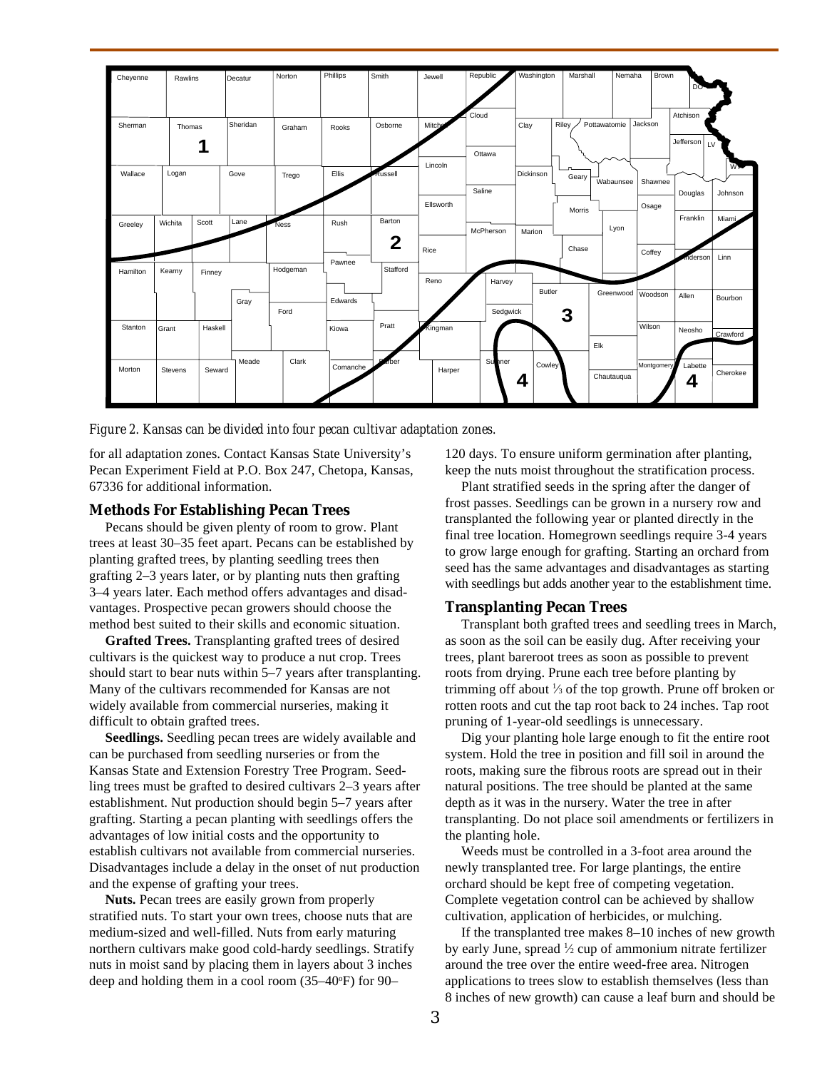*Figure 2. Kansas can be divided into four pecan cultivar adaptation zones.*

for all adaptation zones. Contact Kansas State University's Pecan Experiment Field at P.O. Box 247, Chetopa, Kansas, 67336 for additional information.

## Methods For Establishing Pecan Trees

Pecans should be given plenty of room to grow. Plant trees at least 30–35 feet apart. Pecans can be established by planting grafted trees, by planting seedling trees then grafting 2–3 years later, or by planting nuts then grafting 3–4 years later. Each method offers advantages and disadvantages. Prospective pecan growers should choose the method best suited to their skills and economic situation.

**Grafted Trees.** Transplanting grafted trees of desired cultivars is the quickest way to produce a nut crop. Trees should start to bear nuts within 5–7 years after transplanting. Many of the cultivars recommended for Kansas are not widely available from commercial nurseries, making it difficult to obtain grafted trees.

**Seedlings.** Seedling pecan trees are widely available and can be purchased from seedling nurseries or from the Kansas State and Extension Forestry Tree Program. Seedling trees must be grafted to desired cultivars 2–3 years after establishment. Nut production should begin 5–7 years after grafting. Starting a pecan planting with seedlings offers the advantages of low initial costs and the opportunity to establish cultivars not available from commercial nurseries. Disadvantages include a delay in the onset of nut production and the expense of grafting your trees.

**Nuts.** Pecan trees are easily grown from properly stratified nuts. To start your own trees, choose nuts that are medium-sized and well-filled. Nuts from early maturing northern cultivars make good cold-hardy seedlings. Stratify nuts in moist sand by placing them in layers about 3 inches deep and holding them in a cool room (35–40°F) for 90–120 days. To ensure uniform germination after planting, keep the nuts moist throughout the stratification process.

Plant stratified seeds in the spring after the danger of frost passes. Seedlings can be grown in a nursery row and transplanted the following year or planted directly in the final tree location. Homegrown seedlings require 3-4 years to grow large enough for grafting. Starting an orchard from seed has the same advantages and disadvantages as starting with seedlings but adds another year to the establishment time.

## Transplanting Pecan Trees

Transplant both grafted trees and seedling trees in March, as soon as the soil can be easily dug. After receiving your trees, plant bareroot trees as soon as possible to prevent roots from drying. Prune each tree before planting by trimming off about ⅓ of the top growth. Prune off broken or rotten roots and cut the tap root back to 24 inches. Tap root pruning of 1-year-old seedlings is unnecessary.

Dig your planting hole large enough to fit the entire root system. Hold the tree in position and fill soil in around the roots, making sure the fibrous roots are spread out in their natural positions. The tree should be planted at the same depth as it was in the nursery. Water the tree in after transplanting. Do not place soil amendments or fertilizers in the planting hole.

Weeds must be controlled in a 3-foot area around the newly transplanted tree. For large plantings, the entire orchard should be kept free of competing vegetation. Complete vegetation control can be achieved by shallow cultivation, application of herbicides, or mulching.

If the transplanted tree makes 8–10 inches of new growth by early June, spread ½ cup of ammonium nitrate fertilizer around the tree over the entire weed-free area. Nitrogen applications to trees slow to establish themselves (less than 8 inches of new growth) can cause a leaf burn and should be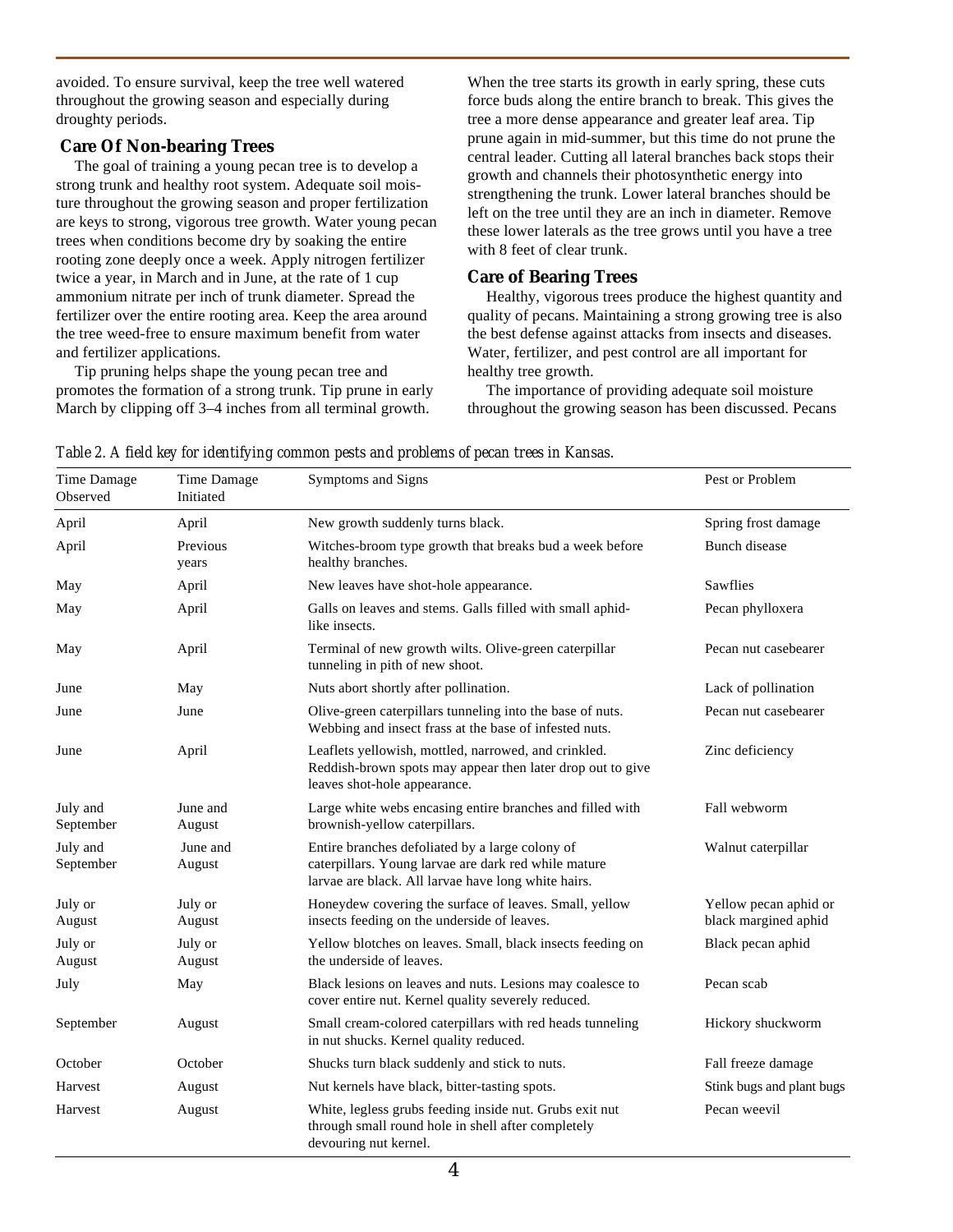avoided. To ensure survival, keep the tree well watered throughout the growing season and especially during droughty periods.

## Care Of Non-bearing Trees

The goal of training a young pecan tree is to develop a strong trunk and healthy root system. Adequate soil moisture throughout the growing season and proper fertilization are keys to strong, vigorous tree growth. Water young pecan trees when conditions become dry by soaking the entire rooting zone deeply once a week. Apply nitrogen fertilizer twice a year, in March and in June, at the rate of 1 cup ammonium nitrate per inch of trunk diameter. Spread the fertilizer over the entire rooting area. Keep the area around the tree weed-free to ensure maximum benefit from water and fertilizer applications.

Tip pruning helps shape the young pecan tree and promotes the formation of a strong trunk. Tip prune in early March by clipping off 3–4 inches from all terminal growth. When the tree starts its growth in early spring, these cuts force buds along the entire branch to break. This gives the tree a more dense appearance and greater leaf area. Tip prune again in mid-summer, but this time do not prune the central leader. Cutting all lateral branches back stops their growth and channels their photosynthetic energy into strengthening the trunk. Lower lateral branches should be left on the tree until they are an inch in diameter. Remove these lower laterals as the tree grows until you have a tree with 8 feet of clear trunk.

## Care of Bearing Trees

Healthy, vigorous trees produce the highest quantity and quality of pecans. Maintaining a strong growing tree is also the best defense against attacks from insects and diseases. Water, fertilizer, and pest control are all important for healthy tree growth.

The importance of providing adequate soil moisture throughout the growing season has been discussed. Pecans

*Table 2. A field key for identifying common pests and problems of pecan trees in Kansas.*

| Time Damage Observed | Time Damage Initiated | Symptoms and Signs | Pest or Problem |
|---|---|---|---|
| April | April | New growth suddenly turns black. | Spring frost damage |
| April | Previous years | Witches-broom type growth that breaks bud a week before healthy branches. | Bunch disease |
| May | April | New leaves have shot-hole appearance. | Sawflies |
| May | April | Galls on leaves and stems. Galls filled with small aphid-like insects. | Pecan phylloxera |
| May | April | Terminal of new growth wilts. Olive-green caterpillar tunneling in pith of new shoot. | Pecan nut casebearer |
| June | May | Nuts abort shortly after pollination. | Lack of pollination |
| June | June | Olive-green caterpillars tunneling into the base of nuts. Webbing and insect frass at the base of infested nuts. | Pecan nut casebearer |
| June | April | Leaflets yellowish, mottled, narrowed, and crinkled. Reddish-brown spots may appear then later drop out to give leaves shot-hole appearance. | Zinc deficiency |
| July and September | June and August | Large white webs encasing entire branches and filled with brownish-yellow caterpillars. | Fall webworm |
| July and September | June and August | Entire branches defoliated by a large colony of caterpillars. Young larvae are dark red while mature larvae are black. All larvae have long white hairs. | Walnut caterpillar |
| July or August | July or August | Honeydew covering the surface of leaves. Small, yellow insects feeding on the underside of leaves. | Yellow pecan aphid or black margined aphid |
| July or August | July or August | Yellow blotches on leaves. Small, black insects feeding on the underside of leaves. | Black pecan aphid |
| July | May | Black lesions on leaves and nuts. Lesions may coalesce to cover entire nut. Kernel quality severely reduced. | Pecan scab |
| September | August | Small cream-colored caterpillars with red heads tunneling in nut shucks. Kernel quality reduced. | Hickory shuckworm |
| October | October | Shucks turn black suddenly and stick to nuts. | Fall freeze damage |
| Harvest | August | Nut kernels have black, bitter-tasting spots. | Stink bugs and plant bugs |
| Harvest | August | White, legless grubs feeding inside nut. Grubs exit nut through small round hole in shell after completely devouring nut kernel. | Pecan weevil |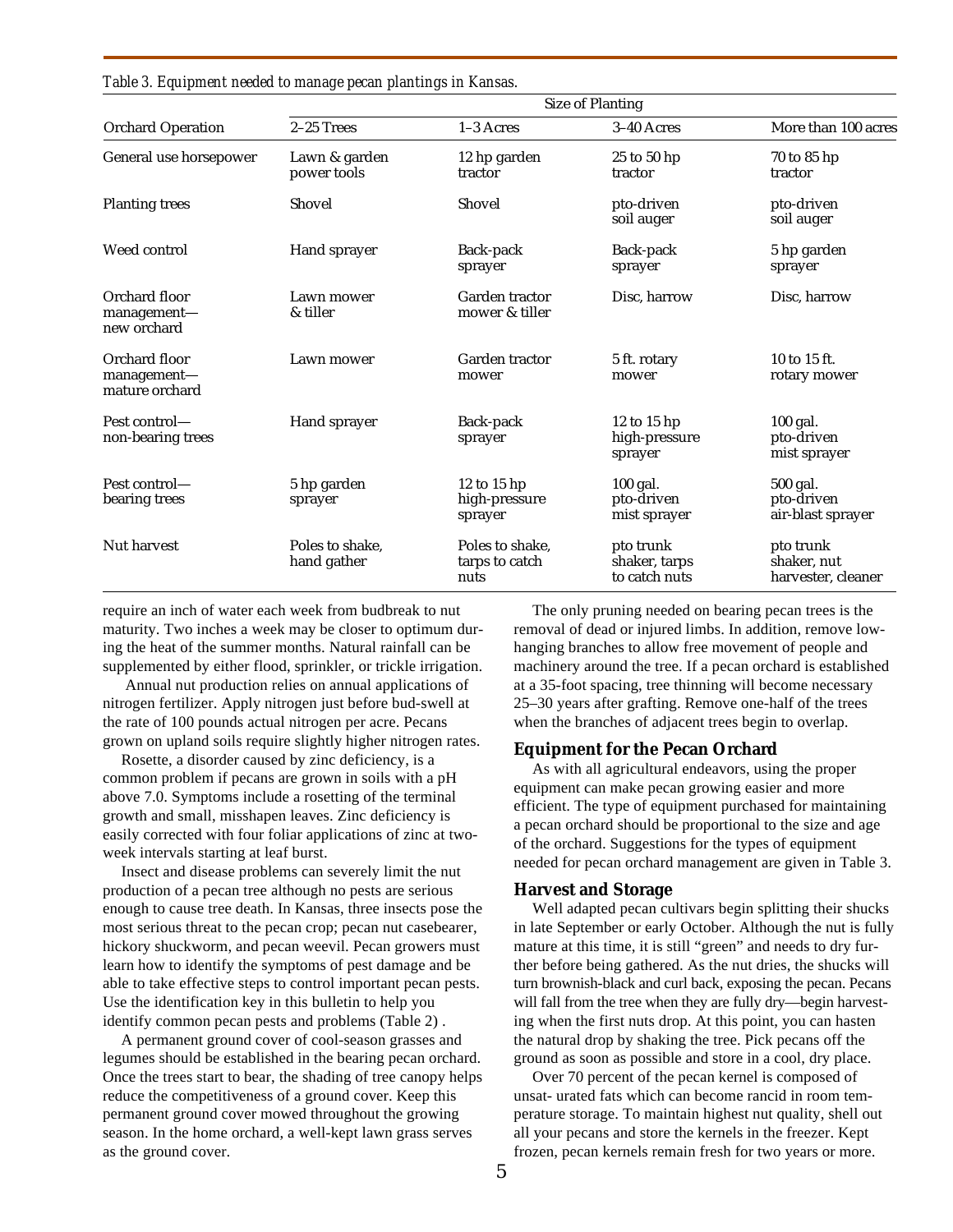*Table 3. Equipment needed to manage pecan plantings in Kansas.*

| Orchard Operation | Size of Planting | | | |
|---|---|---|---|---|
| | 2–25 Trees | 1–3 Acres | 3–40 Acres | More than 100 acres |
| General use horsepower | Lawn & garden power tools | 12 hp garden tractor | 25 to 50 hp tractor | 70 to 85 hp tractor |
| Planting trees | Shovel | Shovel | pto-driven soil auger | pto-driven soil auger |
| Weed control | Hand sprayer | Back-pack sprayer | Back-pack sprayer | 5 hp garden sprayer |
| Orchard floor management—new orchard | Lawn mower & tiller | Garden tractor mower & tiller | Disc, harrow | Disc, harrow |
| Orchard floor management—mature orchard | Lawn mower | Garden tractor mower | 5 ft. rotary mower | 10 to 15 ft. rotary mower |
| Pest control—non-bearing trees | Hand sprayer | Back-pack sprayer | 12 to 15 hp high-pressure sprayer | 100 gal. pto-driven mist sprayer |
| Pest control—bearing trees | 5 hp garden sprayer | 12 to 15 hp high-pressure sprayer | 100 gal. pto-driven mist sprayer | 500 gal. pto-driven air-blast sprayer |
| Nut harvest | Poles to shake, hand gather | Poles to shake, tarps to catch nuts | pto trunk shaker, tarps to catch nuts | pto trunk shaker, nut harvester, cleaner |

require an inch of water each week from budbreak to nut maturity. Two inches a week may be closer to optimum during the heat of the summer months. Natural rainfall can be supplemented by either flood, sprinkler, or trickle irrigation.

Annual nut production relies on annual applications of nitrogen fertilizer. Apply nitrogen just before bud-swell at the rate of 100 pounds actual nitrogen per acre. Pecans grown on upland soils require slightly higher nitrogen rates.

Rosette, a disorder caused by zinc deficiency, is a common problem if pecans are grown in soils with a pH above 7.0. Symptoms include a rosetting of the terminal growth and small, misshapen leaves. Zinc deficiency is easily corrected with four foliar applications of zinc at two-week intervals starting at leaf burst.

Insect and disease problems can severely limit the nut production of a pecan tree although no pests are serious enough to cause tree death. In Kansas, three insects pose the most serious threat to the pecan crop; pecan nut casebearer, hickory shuckworm, and pecan weevil. Pecan growers must learn how to identify the symptoms of pest damage and be able to take effective steps to control important pecan pests. Use the identification key in this bulletin to help you identify common pecan pests and problems (Table 2) .

A permanent ground cover of cool-season grasses and legumes should be established in the bearing pecan orchard. Once the trees start to bear, the shading of tree canopy helps reduce the competitiveness of a ground cover. Keep this permanent ground cover mowed throughout the growing season. In the home orchard, a well-kept lawn grass serves as the ground cover.

The only pruning needed on bearing pecan trees is the removal of dead or injured limbs. In addition, remove low-hanging branches to allow free movement of people and machinery around the tree. If a pecan orchard is established at a 35-foot spacing, tree thinning will become necessary 25–30 years after grafting. Remove one-half of the trees when the branches of adjacent trees begin to overlap.

### Equipment for the Pecan Orchard

As with all agricultural endeavors, using the proper equipment can make pecan growing easier and more efficient. The type of equipment purchased for maintaining a pecan orchard should be proportional to the size and age of the orchard. Suggestions for the types of equipment needed for pecan orchard management are given in Table 3.

### Harvest and Storage

Well adapted pecan cultivars begin splitting their shucks in late September or early October. Although the nut is fully mature at this time, it is still "green" and needs to dry further before being gathered. As the nut dries, the shucks will turn brownish-black and curl back, exposing the pecan. Pecans will fall from the tree when they are fully dry—begin harvesting when the first nuts drop. At this point, you can hasten the natural drop by shaking the tree. Pick pecans off the ground as soon as possible and store in a cool, dry place.

Over 70 percent of the pecan kernel is composed of unsat- urated fats which can become rancid in room temperature storage. To maintain highest nut quality, shell out all your pecans and store the kernels in the freezer. Kept frozen, pecan kernels remain fresh for two years or more.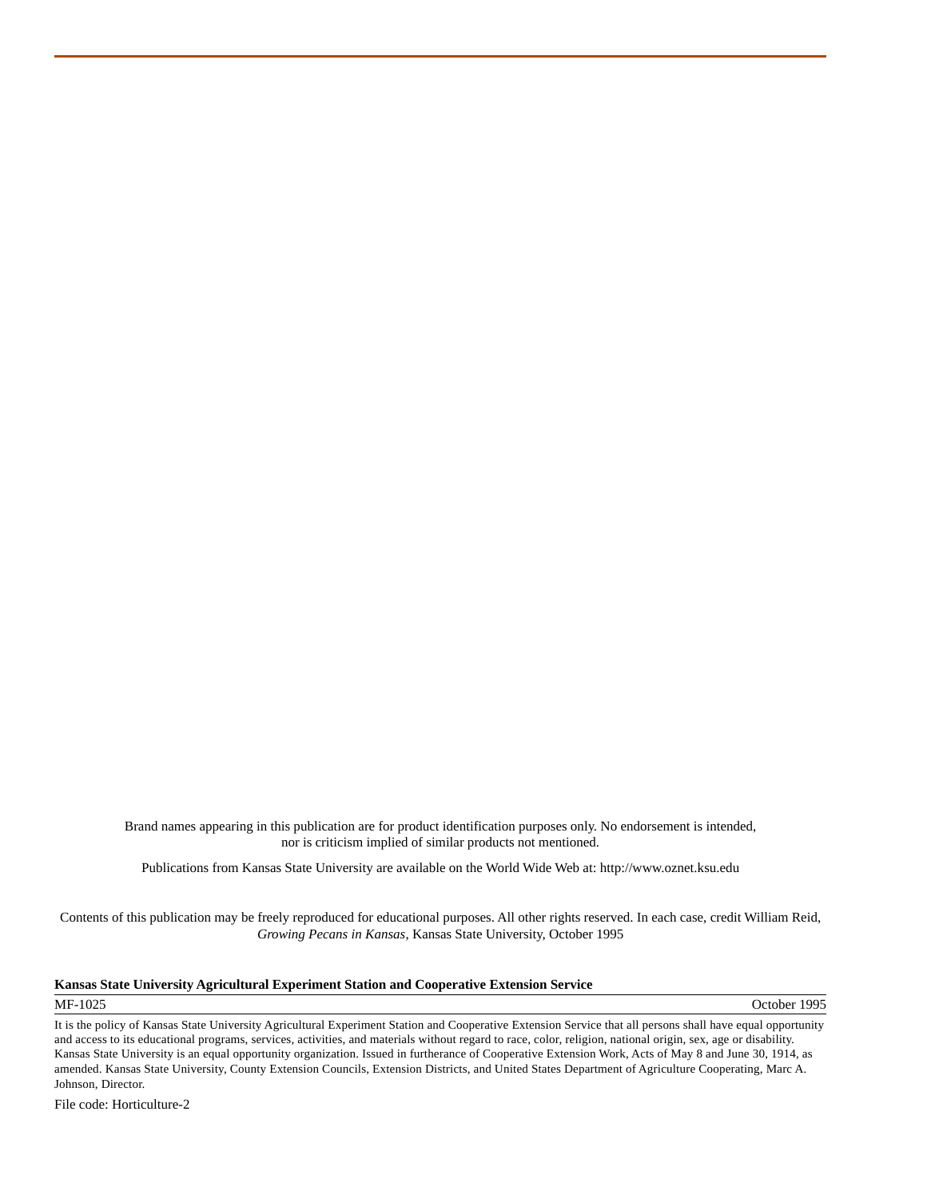Brand names appearing in this publication are for product identification purposes only. No endorsement is intended, nor is criticism implied of similar products not mentioned.

Publications from Kansas State University are available on the World Wide Web at: http://www.oznet.ksu.edu

Contents of this publication may be freely reproduced for educational purposes. All other rights reserved. In each case, credit William Reid, *Growing Pecans in Kansas*, Kansas State University, October 1995

**Kansas State University Agricultural Experiment Station and Cooperative Extension Service**

MF-1025 October 1995

It is the policy of Kansas State University Agricultural Experiment Station and Cooperative Extension Service that all persons shall have equal opportunity and access to its educational programs, services, activities, and materials without regard to race, color, religion, national origin, sex, age or disability. Kansas State University is an equal opportunity organization. Issued in furtherance of Cooperative Extension Work, Acts of May 8 and June 30, 1914, as amended. Kansas State University, County Extension Councils, Extension Districts, and United States Department of Agriculture Cooperating, Marc A. Johnson, Director.

File code: Horticulture-2